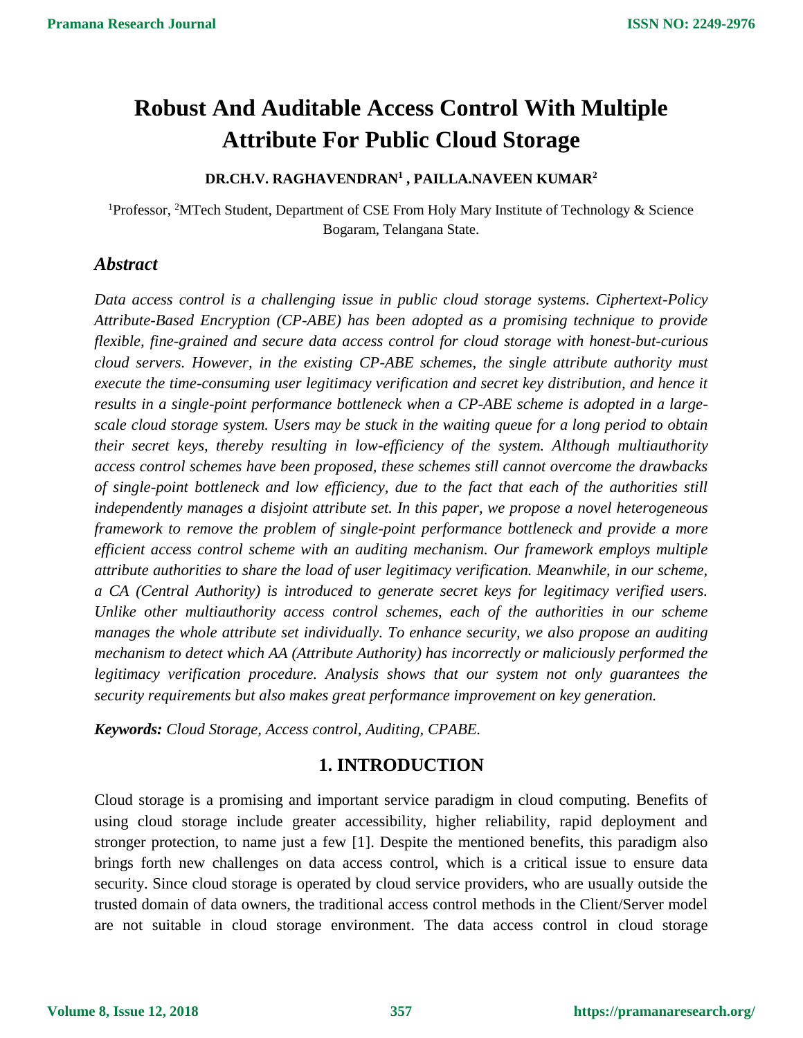# Robust And Auditable Access Control With Multiple Attribute For Public Cloud Storage

**DR.CH.V. RAGHAVENDRAN[1] , PAILLA.NAVEEN KUMAR[2]**

[1]Professor, [2]MTech Student, Department of CSE From Holy Mary Institute of Technology & Science Bogaram, Telangana State.

## Abstract

*Data access control is a challenging issue in public cloud storage systems. Ciphertext-Policy Attribute-Based Encryption (CP-ABE) has been adopted as a promising technique to provide flexible, fine-grained and secure data access control for cloud storage with honest-but-curious cloud servers. However, in the existing CP-ABE schemes, the single attribute authority must execute the time-consuming user legitimacy verification and secret key distribution, and hence it results in a single-point performance bottleneck when a CP-ABE scheme is adopted in a large-scale cloud storage system. Users may be stuck in the waiting queue for a long period to obtain their secret keys, thereby resulting in low-efficiency of the system. Although multiauthority access control schemes have been proposed, these schemes still cannot overcome the drawbacks of single-point bottleneck and low efficiency, due to the fact that each of the authorities still independently manages a disjoint attribute set. In this paper, we propose a novel heterogeneous framework to remove the problem of single-point performance bottleneck and provide a more efficient access control scheme with an auditing mechanism. Our framework employs multiple attribute authorities to share the load of user legitimacy verification. Meanwhile, in our scheme, a CA (Central Authority) is introduced to generate secret keys for legitimacy verified users. Unlike other multiauthority access control schemes, each of the authorities in our scheme manages the whole attribute set individually. To enhance security, we also propose an auditing mechanism to detect which AA (Attribute Authority) has incorrectly or maliciously performed the legitimacy verification procedure. Analysis shows that our system not only guarantees the security requirements but also makes great performance improvement on key generation.*

***Keywords:*** *Cloud Storage, Access control, Auditing, CPABE.*

## 1. INTRODUCTION

Cloud storage is a promising and important service paradigm in cloud computing. Benefits of using cloud storage include greater accessibility, higher reliability, rapid deployment and stronger protection, to name just a few [1]. Despite the mentioned benefits, this paradigm also brings forth new challenges on data access control, which is a critical issue to ensure data security. Since cloud storage is operated by cloud service providers, who are usually outside the trusted domain of data owners, the traditional access control methods in the Client/Server model are not suitable in cloud storage environment. The data access control in cloud storage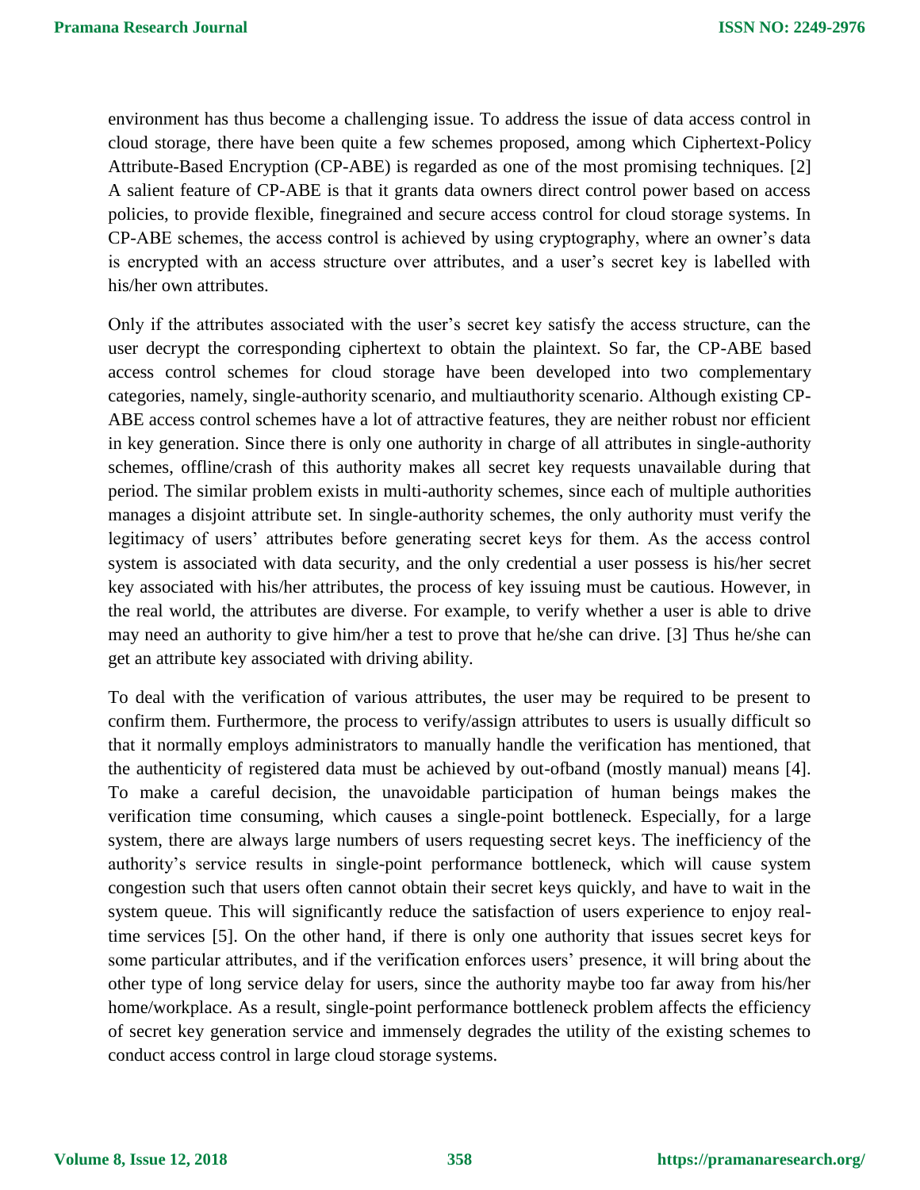environment has thus become a challenging issue. To address the issue of data access control in cloud storage, there have been quite a few schemes proposed, among which Ciphertext-Policy Attribute-Based Encryption (CP-ABE) is regarded as one of the most promising techniques. [2] A salient feature of CP-ABE is that it grants data owners direct control power based on access policies, to provide flexible, finegrained and secure access control for cloud storage systems. In CP-ABE schemes, the access control is achieved by using cryptography, where an owner's data is encrypted with an access structure over attributes, and a user's secret key is labelled with his/her own attributes.

Only if the attributes associated with the user's secret key satisfy the access structure, can the user decrypt the corresponding ciphertext to obtain the plaintext. So far, the CP-ABE based access control schemes for cloud storage have been developed into two complementary categories, namely, single-authority scenario, and multiauthority scenario. Although existing CP-ABE access control schemes have a lot of attractive features, they are neither robust nor efficient in key generation. Since there is only one authority in charge of all attributes in single-authority schemes, offline/crash of this authority makes all secret key requests unavailable during that period. The similar problem exists in multi-authority schemes, since each of multiple authorities manages a disjoint attribute set. In single-authority schemes, the only authority must verify the legitimacy of users' attributes before generating secret keys for them. As the access control system is associated with data security, and the only credential a user possess is his/her secret key associated with his/her attributes, the process of key issuing must be cautious. However, in the real world, the attributes are diverse. For example, to verify whether a user is able to drive may need an authority to give him/her a test to prove that he/she can drive. [3] Thus he/she can get an attribute key associated with driving ability.

To deal with the verification of various attributes, the user may be required to be present to confirm them. Furthermore, the process to verify/assign attributes to users is usually difficult so that it normally employs administrators to manually handle the verification has mentioned, that the authenticity of registered data must be achieved by out-ofband (mostly manual) means [4]. To make a careful decision, the unavoidable participation of human beings makes the verification time consuming, which causes a single-point bottleneck. Especially, for a large system, there are always large numbers of users requesting secret keys. The inefficiency of the authority's service results in single-point performance bottleneck, which will cause system congestion such that users often cannot obtain their secret keys quickly, and have to wait in the system queue. This will significantly reduce the satisfaction of users experience to enjoy real-time services [5]. On the other hand, if there is only one authority that issues secret keys for some particular attributes, and if the verification enforces users' presence, it will bring about the other type of long service delay for users, since the authority maybe too far away from his/her home/workplace. As a result, single-point performance bottleneck problem affects the efficiency of secret key generation service and immensely degrades the utility of the existing schemes to conduct access control in large cloud storage systems.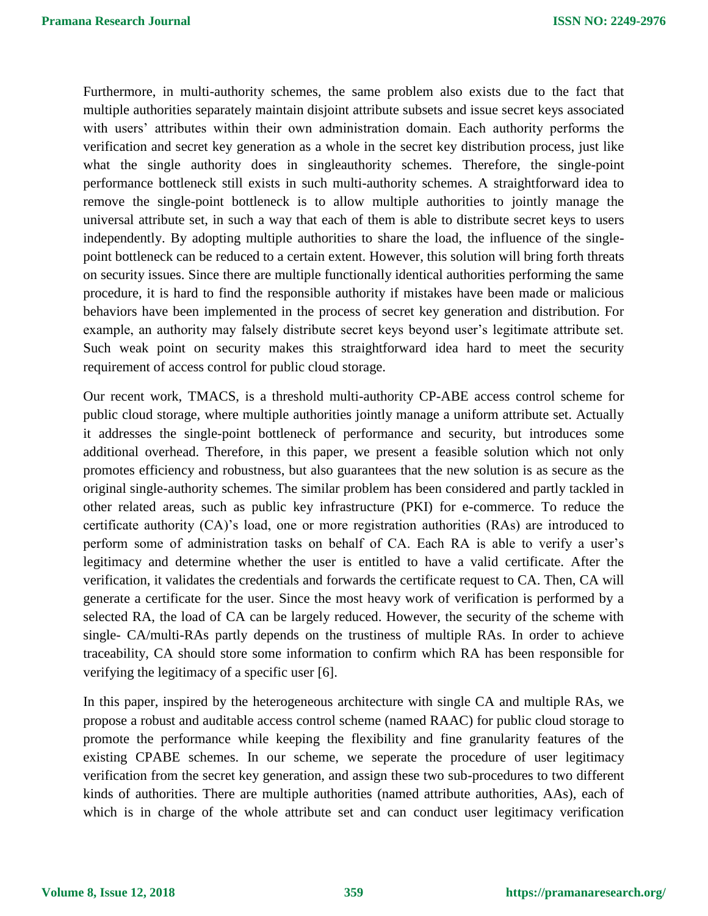Furthermore, in multi-authority schemes, the same problem also exists due to the fact that multiple authorities separately maintain disjoint attribute subsets and issue secret keys associated with users' attributes within their own administration domain. Each authority performs the verification and secret key generation as a whole in the secret key distribution process, just like what the single authority does in singleauthority schemes. Therefore, the single-point performance bottleneck still exists in such multi-authority schemes. A straightforward idea to remove the single-point bottleneck is to allow multiple authorities to jointly manage the universal attribute set, in such a way that each of them is able to distribute secret keys to users independently. By adopting multiple authorities to share the load, the influence of the single-point bottleneck can be reduced to a certain extent. However, this solution will bring forth threats on security issues. Since there are multiple functionally identical authorities performing the same procedure, it is hard to find the responsible authority if mistakes have been made or malicious behaviors have been implemented in the process of secret key generation and distribution. For example, an authority may falsely distribute secret keys beyond user's legitimate attribute set. Such weak point on security makes this straightforward idea hard to meet the security requirement of access control for public cloud storage.

Our recent work, TMACS, is a threshold multi-authority CP-ABE access control scheme for public cloud storage, where multiple authorities jointly manage a uniform attribute set. Actually it addresses the single-point bottleneck of performance and security, but introduces some additional overhead. Therefore, in this paper, we present a feasible solution which not only promotes efficiency and robustness, but also guarantees that the new solution is as secure as the original single-authority schemes. The similar problem has been considered and partly tackled in other related areas, such as public key infrastructure (PKI) for e-commerce. To reduce the certificate authority (CA)'s load, one or more registration authorities (RAs) are introduced to perform some of administration tasks on behalf of CA. Each RA is able to verify a user's legitimacy and determine whether the user is entitled to have a valid certificate. After the verification, it validates the credentials and forwards the certificate request to CA. Then, CA will generate a certificate for the user. Since the most heavy work of verification is performed by a selected RA, the load of CA can be largely reduced. However, the security of the scheme with single- CA/multi-RAs partly depends on the trustiness of multiple RAs. In order to achieve traceability, CA should store some information to confirm which RA has been responsible for verifying the legitimacy of a specific user [6].

In this paper, inspired by the heterogeneous architecture with single CA and multiple RAs, we propose a robust and auditable access control scheme (named RAAC) for public cloud storage to promote the performance while keeping the flexibility and fine granularity features of the existing CPABE schemes. In our scheme, we seperate the procedure of user legitimacy verification from the secret key generation, and assign these two sub-procedures to two different kinds of authorities. There are multiple authorities (named attribute authorities, AAs), each of which is in charge of the whole attribute set and can conduct user legitimacy verification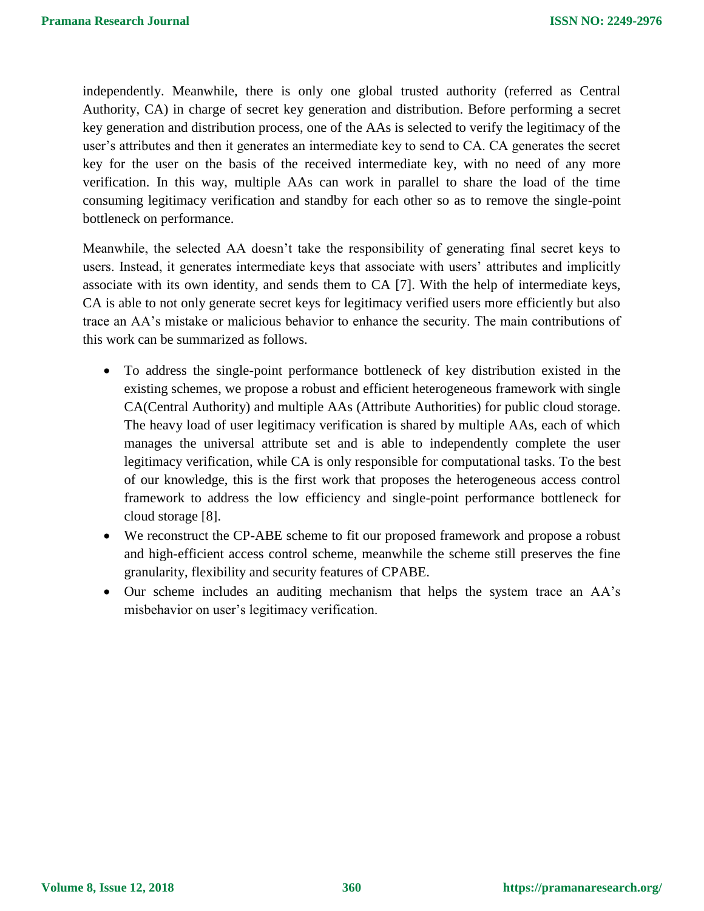independently. Meanwhile, there is only one global trusted authority (referred as Central Authority, CA) in charge of secret key generation and distribution. Before performing a secret key generation and distribution process, one of the AAs is selected to verify the legitimacy of the user's attributes and then it generates an intermediate key to send to CA. CA generates the secret key for the user on the basis of the received intermediate key, with no need of any more verification. In this way, multiple AAs can work in parallel to share the load of the time consuming legitimacy verification and standby for each other so as to remove the single-point bottleneck on performance.

Meanwhile, the selected AA doesn't take the responsibility of generating final secret keys to users. Instead, it generates intermediate keys that associate with users' attributes and implicitly associate with its own identity, and sends them to CA [7]. With the help of intermediate keys, CA is able to not only generate secret keys for legitimacy verified users more efficiently but also trace an AA's mistake or malicious behavior to enhance the security. The main contributions of this work can be summarized as follows.

- To address the single-point performance bottleneck of key distribution existed in the existing schemes, we propose a robust and efficient heterogeneous framework with single CA(Central Authority) and multiple AAs (Attribute Authorities) for public cloud storage. The heavy load of user legitimacy verification is shared by multiple AAs, each of which manages the universal attribute set and is able to independently complete the user legitimacy verification, while CA is only responsible for computational tasks. To the best of our knowledge, this is the first work that proposes the heterogeneous access control framework to address the low efficiency and single-point performance bottleneck for cloud storage [8].
- We reconstruct the CP-ABE scheme to fit our proposed framework and propose a robust and high-efficient access control scheme, meanwhile the scheme still preserves the fine granularity, flexibility and security features of CPABE.
- Our scheme includes an auditing mechanism that helps the system trace an AA's misbehavior on user's legitimacy verification.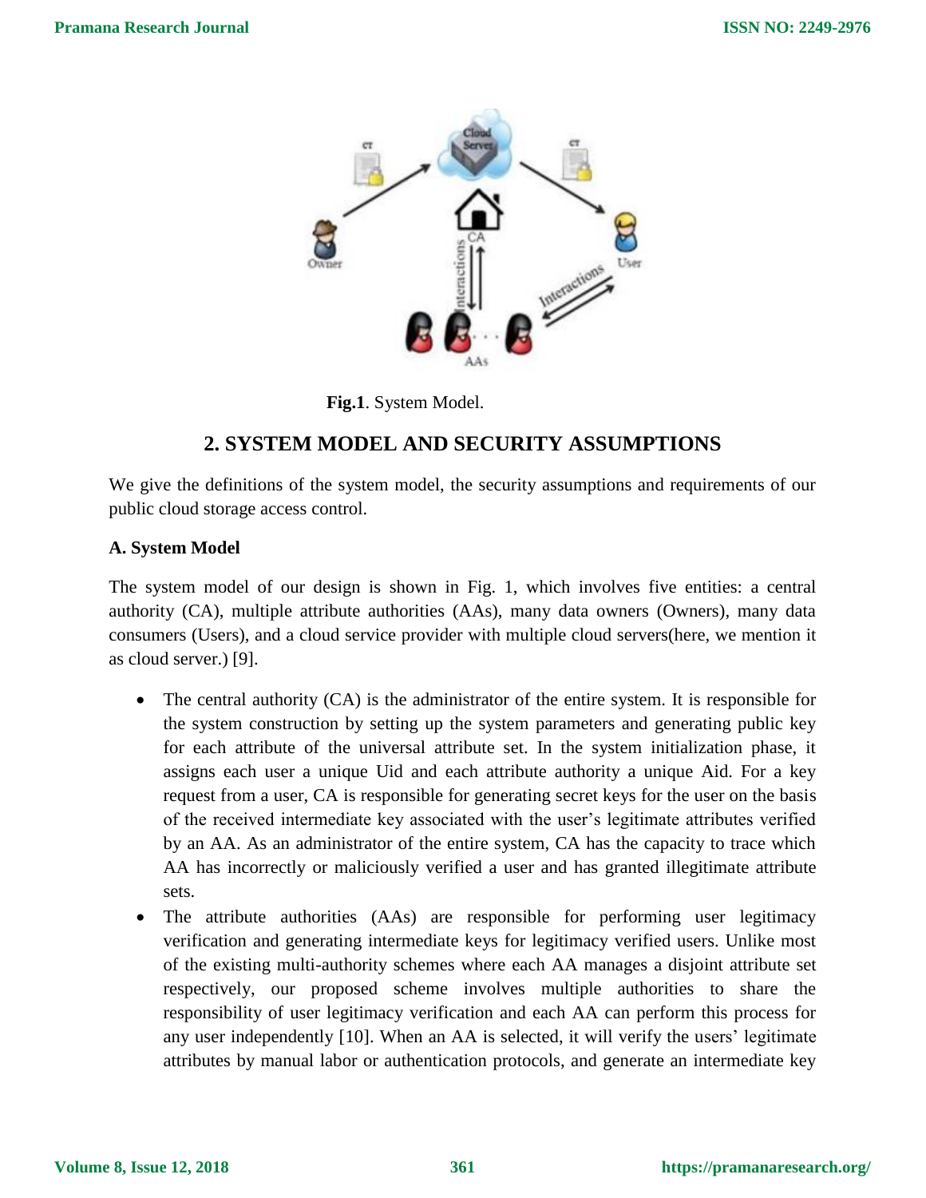**Fig.1**. System Model.

## 2. SYSTEM MODEL AND SECURITY ASSUMPTIONS

We give the definitions of the system model, the security assumptions and requirements of our public cloud storage access control.

### A. System Model

The system model of our design is shown in Fig. 1, which involves five entities: a central authority (CA), multiple attribute authorities (AAs), many data owners (Owners), many data consumers (Users), and a cloud service provider with multiple cloud servers(here, we mention it as cloud server.) [9].

- The central authority (CA) is the administrator of the entire system. It is responsible for the system construction by setting up the system parameters and generating public key for each attribute of the universal attribute set. In the system initialization phase, it assigns each user a unique Uid and each attribute authority a unique Aid. For a key request from a user, CA is responsible for generating secret keys for the user on the basis of the received intermediate key associated with the user's legitimate attributes verified by an AA. As an administrator of the entire system, CA has the capacity to trace which AA has incorrectly or maliciously verified a user and has granted illegitimate attribute sets.
- The attribute authorities (AAs) are responsible for performing user legitimacy verification and generating intermediate keys for legitimacy verified users. Unlike most of the existing multi-authority schemes where each AA manages a disjoint attribute set respectively, our proposed scheme involves multiple authorities to share the responsibility of user legitimacy verification and each AA can perform this process for any user independently [10]. When an AA is selected, it will verify the users' legitimate attributes by manual labor or authentication protocols, and generate an intermediate key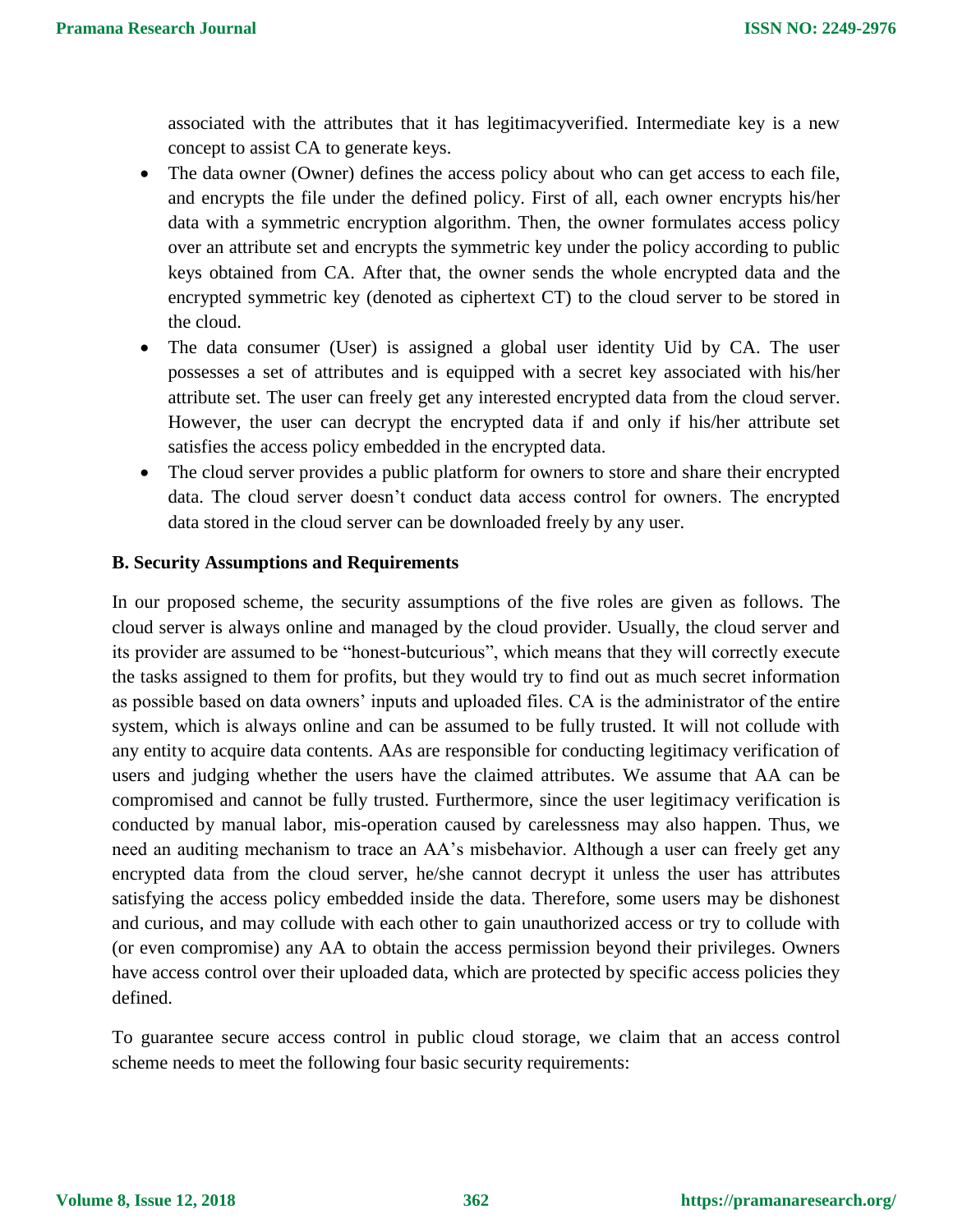associated with the attributes that it has legitimacyverified. Intermediate key is a new concept to assist CA to generate keys.

- The data owner (Owner) defines the access policy about who can get access to each file, and encrypts the file under the defined policy. First of all, each owner encrypts his/her data with a symmetric encryption algorithm. Then, the owner formulates access policy over an attribute set and encrypts the symmetric key under the policy according to public keys obtained from CA. After that, the owner sends the whole encrypted data and the encrypted symmetric key (denoted as ciphertext CT) to the cloud server to be stored in the cloud.
- The data consumer (User) is assigned a global user identity Uid by CA. The user possesses a set of attributes and is equipped with a secret key associated with his/her attribute set. The user can freely get any interested encrypted data from the cloud server. However, the user can decrypt the encrypted data if and only if his/her attribute set satisfies the access policy embedded in the encrypted data.
- The cloud server provides a public platform for owners to store and share their encrypted data. The cloud server doesn't conduct data access control for owners. The encrypted data stored in the cloud server can be downloaded freely by any user.

### B. Security Assumptions and Requirements

In our proposed scheme, the security assumptions of the five roles are given as follows. The cloud server is always online and managed by the cloud provider. Usually, the cloud server and its provider are assumed to be "honest-butcurious", which means that they will correctly execute the tasks assigned to them for profits, but they would try to find out as much secret information as possible based on data owners' inputs and uploaded files. CA is the administrator of the entire system, which is always online and can be assumed to be fully trusted. It will not collude with any entity to acquire data contents. AAs are responsible for conducting legitimacy verification of users and judging whether the users have the claimed attributes. We assume that AA can be compromised and cannot be fully trusted. Furthermore, since the user legitimacy verification is conducted by manual labor, mis-operation caused by carelessness may also happen. Thus, we need an auditing mechanism to trace an AA's misbehavior. Although a user can freely get any encrypted data from the cloud server, he/she cannot decrypt it unless the user has attributes satisfying the access policy embedded inside the data. Therefore, some users may be dishonest and curious, and may collude with each other to gain unauthorized access or try to collude with (or even compromise) any AA to obtain the access permission beyond their privileges. Owners have access control over their uploaded data, which are protected by specific access policies they defined.

To guarantee secure access control in public cloud storage, we claim that an access control scheme needs to meet the following four basic security requirements: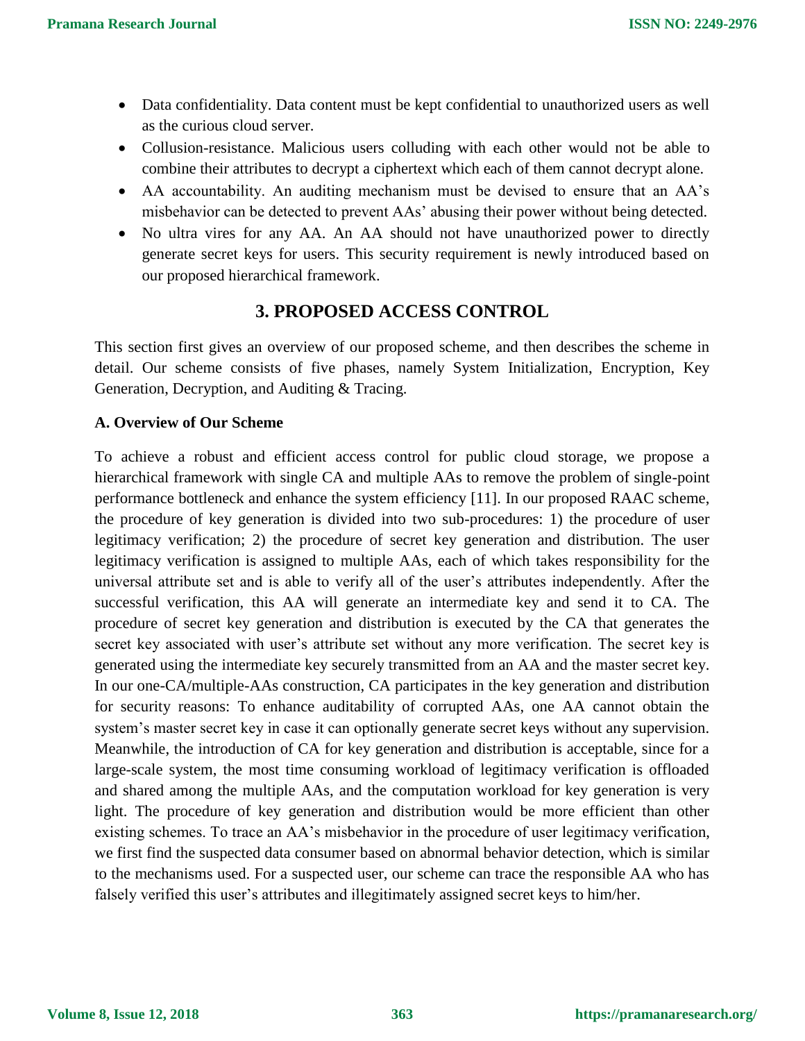- Data confidentiality. Data content must be kept confidential to unauthorized users as well as the curious cloud server.
- Collusion-resistance. Malicious users colluding with each other would not be able to combine their attributes to decrypt a ciphertext which each of them cannot decrypt alone.
- AA accountability. An auditing mechanism must be devised to ensure that an AA's misbehavior can be detected to prevent AAs' abusing their power without being detected.
- No ultra vires for any AA. An AA should not have unauthorized power to directly generate secret keys for users. This security requirement is newly introduced based on our proposed hierarchical framework.

## 3. PROPOSED ACCESS CONTROL

This section first gives an overview of our proposed scheme, and then describes the scheme in detail. Our scheme consists of five phases, namely System Initialization, Encryption, Key Generation, Decryption, and Auditing & Tracing.

**A. Overview of Our Scheme**

To achieve a robust and efficient access control for public cloud storage, we propose a hierarchical framework with single CA and multiple AAs to remove the problem of single-point performance bottleneck and enhance the system efficiency [11]. In our proposed RAAC scheme, the procedure of key generation is divided into two sub-procedures: 1) the procedure of user legitimacy verification; 2) the procedure of secret key generation and distribution. The user legitimacy verification is assigned to multiple AAs, each of which takes responsibility for the universal attribute set and is able to verify all of the user's attributes independently. After the successful verification, this AA will generate an intermediate key and send it to CA. The procedure of secret key generation and distribution is executed by the CA that generates the secret key associated with user's attribute set without any more verification. The secret key is generated using the intermediate key securely transmitted from an AA and the master secret key. In our one-CA/multiple-AAs construction, CA participates in the key generation and distribution for security reasons: To enhance auditability of corrupted AAs, one AA cannot obtain the system's master secret key in case it can optionally generate secret keys without any supervision. Meanwhile, the introduction of CA for key generation and distribution is acceptable, since for a large-scale system, the most time consuming workload of legitimacy verification is offloaded and shared among the multiple AAs, and the computation workload for key generation is very light. The procedure of key generation and distribution would be more efficient than other existing schemes. To trace an AA's misbehavior in the procedure of user legitimacy verification, we first find the suspected data consumer based on abnormal behavior detection, which is similar to the mechanisms used. For a suspected user, our scheme can trace the responsible AA who has falsely verified this user's attributes and illegitimately assigned secret keys to him/her.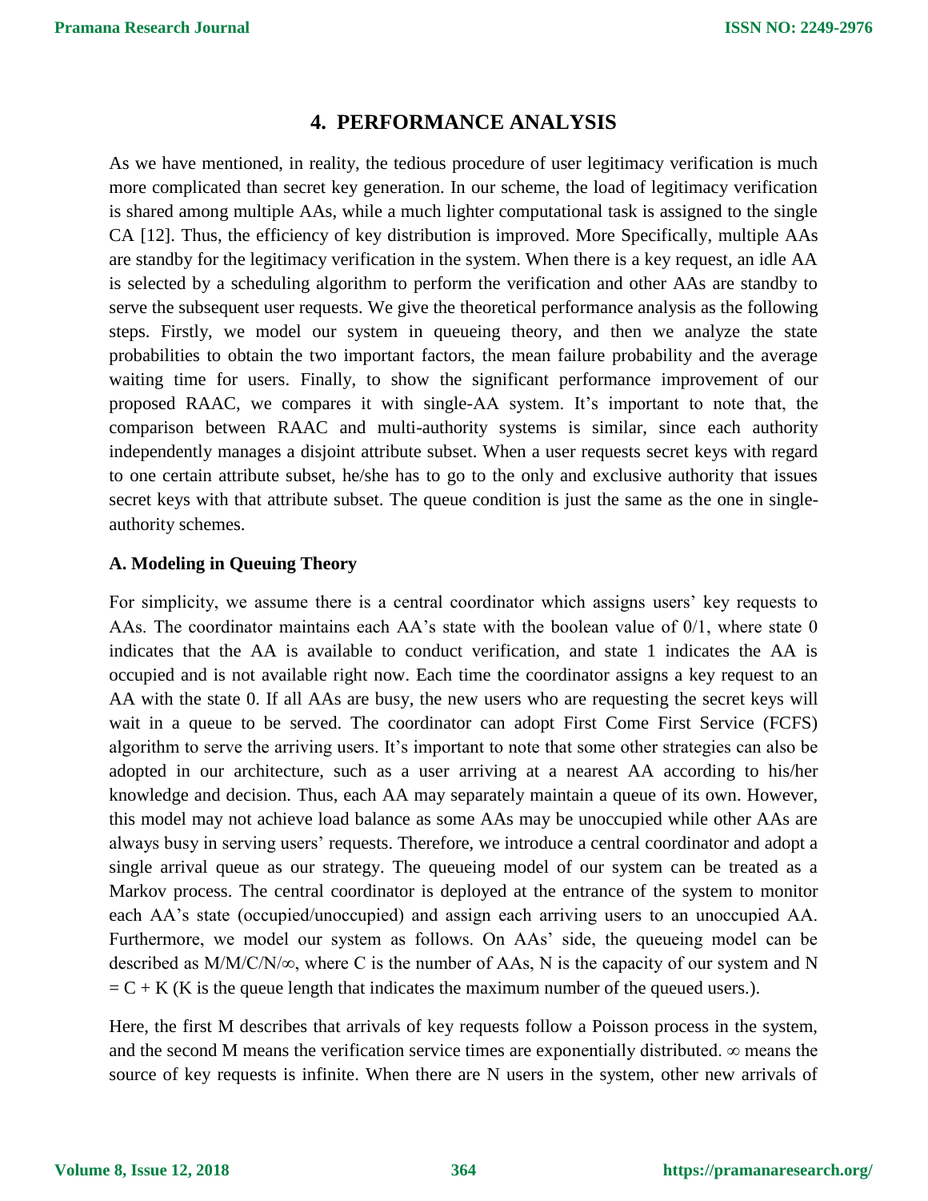## 4. PERFORMANCE ANALYSIS

As we have mentioned, in reality, the tedious procedure of user legitimacy verification is much more complicated than secret key generation. In our scheme, the load of legitimacy verification is shared among multiple AAs, while a much lighter computational task is assigned to the single CA [12]. Thus, the efficiency of key distribution is improved. More Specifically, multiple AAs are standby for the legitimacy verification in the system. When there is a key request, an idle AA is selected by a scheduling algorithm to perform the verification and other AAs are standby to serve the subsequent user requests. We give the theoretical performance analysis as the following steps. Firstly, we model our system in queueing theory, and then we analyze the state probabilities to obtain the two important factors, the mean failure probability and the average waiting time for users. Finally, to show the significant performance improvement of our proposed RAAC, we compares it with single-AA system. It's important to note that, the comparison between RAAC and multi-authority systems is similar, since each authority independently manages a disjoint attribute subset. When a user requests secret keys with regard to one certain attribute subset, he/she has to go to the only and exclusive authority that issues secret keys with that attribute subset. The queue condition is just the same as the one in single-authority schemes.

### A. Modeling in Queuing Theory

For simplicity, we assume there is a central coordinator which assigns users' key requests to AAs. The coordinator maintains each AA's state with the boolean value of 0/1, where state 0 indicates that the AA is available to conduct verification, and state 1 indicates the AA is occupied and is not available right now. Each time the coordinator assigns a key request to an AA with the state 0. If all AAs are busy, the new users who are requesting the secret keys will wait in a queue to be served. The coordinator can adopt First Come First Service (FCFS) algorithm to serve the arriving users. It's important to note that some other strategies can also be adopted in our architecture, such as a user arriving at a nearest AA according to his/her knowledge and decision. Thus, each AA may separately maintain a queue of its own. However, this model may not achieve load balance as some AAs may be unoccupied while other AAs are always busy in serving users' requests. Therefore, we introduce a central coordinator and adopt a single arrival queue as our strategy. The queueing model of our system can be treated as a Markov process. The central coordinator is deployed at the entrance of the system to monitor each AA's state (occupied/unoccupied) and assign each arriving users to an unoccupied AA. Furthermore, we model our system as follows. On AAs' side, the queueing model can be described as $M/M/C/N/\infty$, where C is the number of AAs, N is the capacity of our system and $N = C + K$ (K is the queue length that indicates the maximum number of the queued users.).

Here, the first M describes that arrivals of key requests follow a Poisson process in the system, and the second M means the verification service times are exponentially distributed. $\infty$ means the source of key requests is infinite. When there are N users in the system, other new arrivals of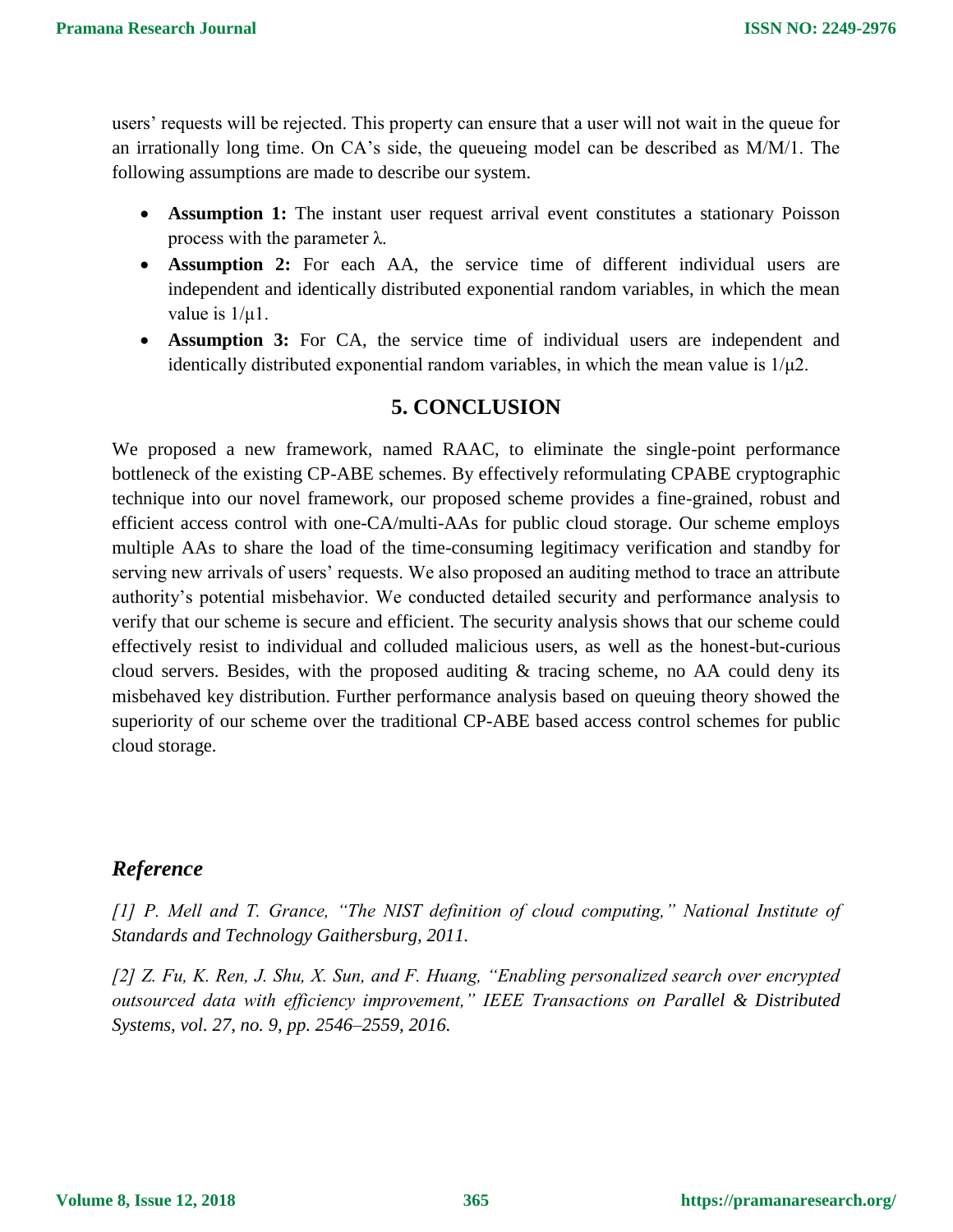users' requests will be rejected. This property can ensure that a user will not wait in the queue for an irrationally long time. On CA's side, the queueing model can be described as M/M/1. The following assumptions are made to describe our system.

- **Assumption 1:** The instant user request arrival event constitutes a stationary Poisson process with the parameter $\lambda$.
- **Assumption 2:** For each AA, the service time of different individual users are independent and identically distributed exponential random variables, in which the mean value is $1/\mu_1$.
- **Assumption 3:** For CA, the service time of individual users are independent and identically distributed exponential random variables, in which the mean value is $1/\mu_2$.

## 5. CONCLUSION

We proposed a new framework, named RAAC, to eliminate the single-point performance bottleneck of the existing CP-ABE schemes. By effectively reformulating CPABE cryptographic technique into our novel framework, our proposed scheme provides a fine-grained, robust and efficient access control with one-CA/multi-AAs for public cloud storage. Our scheme employs multiple AAs to share the load of the time-consuming legitimacy verification and standby for serving new arrivals of users' requests. We also proposed an auditing method to trace an attribute authority's potential misbehavior. We conducted detailed security and performance analysis to verify that our scheme is secure and efficient. The security analysis shows that our scheme could effectively resist to individual and colluded malicious users, as well as the honest-but-curious cloud servers. Besides, with the proposed auditing & tracing scheme, no AA could deny its misbehaved key distribution. Further performance analysis based on queuing theory showed the superiority of our scheme over the traditional CP-ABE based access control schemes for public cloud storage.

## *Reference*

*[1] P. Mell and T. Grance, "The NIST definition of cloud computing," National Institute of Standards and Technology Gaithersburg, 2011.*

*[2] Z. Fu, K. Ren, J. Shu, X. Sun, and F. Huang, "Enabling personalized search over encrypted outsourced data with efficiency improvement," IEEE Transactions on Parallel & Distributed Systems, vol. 27, no. 9, pp. 2546–2559, 2016.*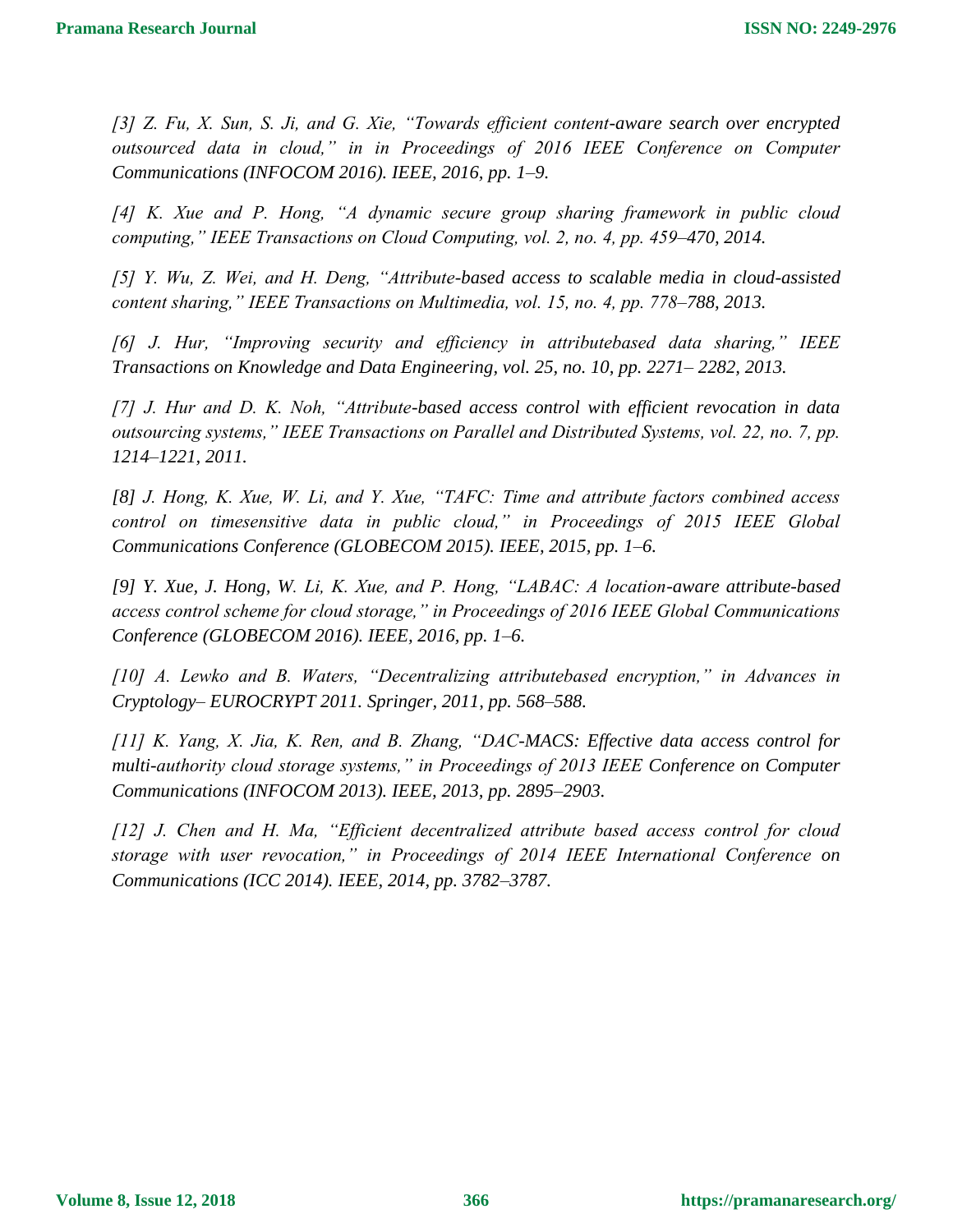*[3] Z. Fu, X. Sun, S. Ji, and G. Xie, "Towards efficient content-aware search over encrypted outsourced data in cloud," in in Proceedings of 2016 IEEE Conference on Computer Communications (INFOCOM 2016). IEEE, 2016, pp. 1–9.*

*[4] K. Xue and P. Hong, "A dynamic secure group sharing framework in public cloud computing," IEEE Transactions on Cloud Computing, vol. 2, no. 4, pp. 459–470, 2014.*

*[5] Y. Wu, Z. Wei, and H. Deng, "Attribute-based access to scalable media in cloud-assisted content sharing," IEEE Transactions on Multimedia, vol. 15, no. 4, pp. 778–788, 2013.*

*[6] J. Hur, "Improving security and efficiency in attributebased data sharing," IEEE Transactions on Knowledge and Data Engineering, vol. 25, no. 10, pp. 2271– 2282, 2013.*

*[7] J. Hur and D. K. Noh, "Attribute-based access control with efficient revocation in data outsourcing systems," IEEE Transactions on Parallel and Distributed Systems, vol. 22, no. 7, pp. 1214–1221, 2011.*

*[8] J. Hong, K. Xue, W. Li, and Y. Xue, "TAFC: Time and attribute factors combined access control on timesensitive data in public cloud," in Proceedings of 2015 IEEE Global Communications Conference (GLOBECOM 2015). IEEE, 2015, pp. 1–6.*

*[9] Y. Xue, J. Hong, W. Li, K. Xue, and P. Hong, "LABAC: A location-aware attribute-based access control scheme for cloud storage," in Proceedings of 2016 IEEE Global Communications Conference (GLOBECOM 2016). IEEE, 2016, pp. 1–6.*

*[10] A. Lewko and B. Waters, "Decentralizing attributebased encryption," in Advances in Cryptology– EUROCRYPT 2011. Springer, 2011, pp. 568–588.*

*[11] K. Yang, X. Jia, K. Ren, and B. Zhang, "DAC-MACS: Effective data access control for multi-authority cloud storage systems," in Proceedings of 2013 IEEE Conference on Computer Communications (INFOCOM 2013). IEEE, 2013, pp. 2895–2903.*

*[12] J. Chen and H. Ma, "Efficient decentralized attribute based access control for cloud storage with user revocation," in Proceedings of 2014 IEEE International Conference on Communications (ICC 2014). IEEE, 2014, pp. 3782–3787.*